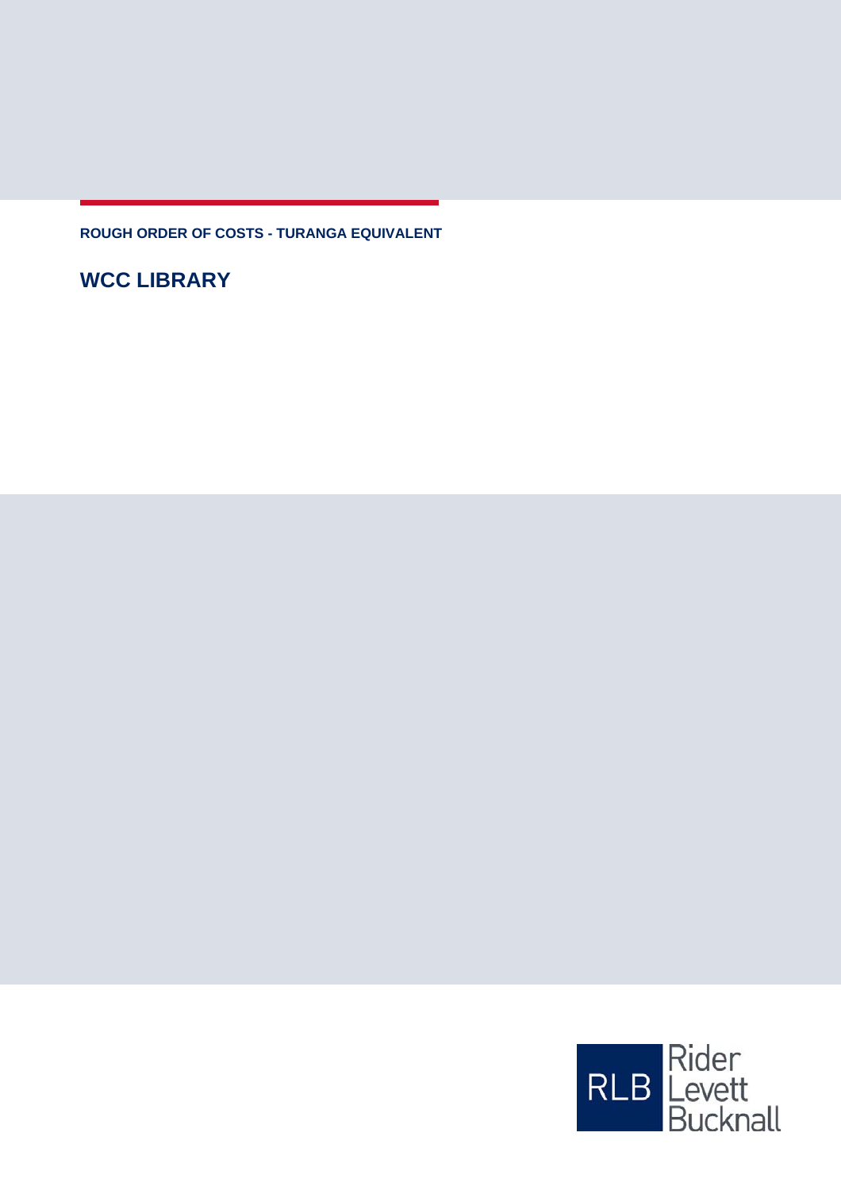ROUGH ORDER OF COSTS - TURANGA EQUIVALENT

# WCC LIBRARY

RLB Rider Levett Bucknall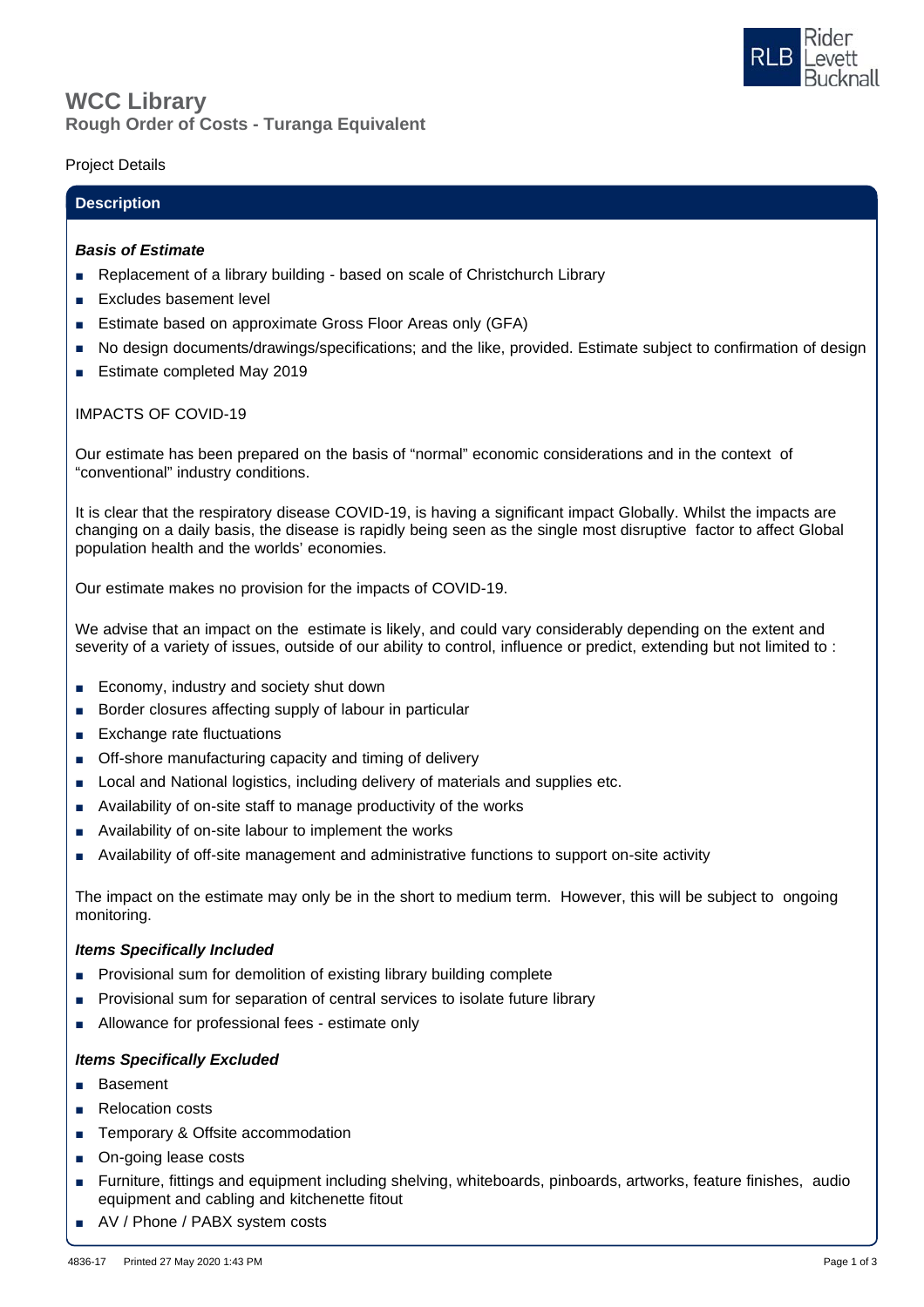# WCC Library

## Rough Order of Costs - Turanga Equivalent

Project Details

### Description

***Basis of Estimate***

- Replacement of a library building - based on scale of Christchurch Library
- Excludes basement level
- Estimate based on approximate Gross Floor Areas only (GFA)
- No design documents/drawings/specifications; and the like, provided. Estimate subject to confirmation of design
- Estimate completed May 2019

IMPACTS OF COVID-19

Our estimate has been prepared on the basis of "normal" economic considerations and in the context of "conventional" industry conditions.

It is clear that the respiratory disease COVID-19, is having a significant impact Globally. Whilst the impacts are changing on a daily basis, the disease is rapidly being seen as the single most disruptive factor to affect Global population health and the worlds' economies.

Our estimate makes no provision for the impacts of COVID-19.

We advise that an impact on the estimate is likely, and could vary considerably depending on the extent and severity of a variety of issues, outside of our ability to control, influence or predict, extending but not limited to :

- Economy, industry and society shut down
- Border closures affecting supply of labour in particular
- Exchange rate fluctuations
- Off-shore manufacturing capacity and timing of delivery
- Local and National logistics, including delivery of materials and supplies etc.
- Availability of on-site staff to manage productivity of the works
- Availability of on-site labour to implement the works
- Availability of off-site management and administrative functions to support on-site activity

The impact on the estimate may only be in the short to medium term. However, this will be subject to ongoing monitoring.

***Items Specifically Included***

- Provisional sum for demolition of existing library building complete
- Provisional sum for separation of central services to isolate future library
- Allowance for professional fees - estimate only

***Items Specifically Excluded***

- Basement
- Relocation costs
- Temporary & Offsite accommodation
- On-going lease costs
- Furniture, fittings and equipment including shelving, whiteboards, pinboards, artworks, feature finishes, audio equipment and cabling and kitchenette fitout
- AV / Phone / PABX system costs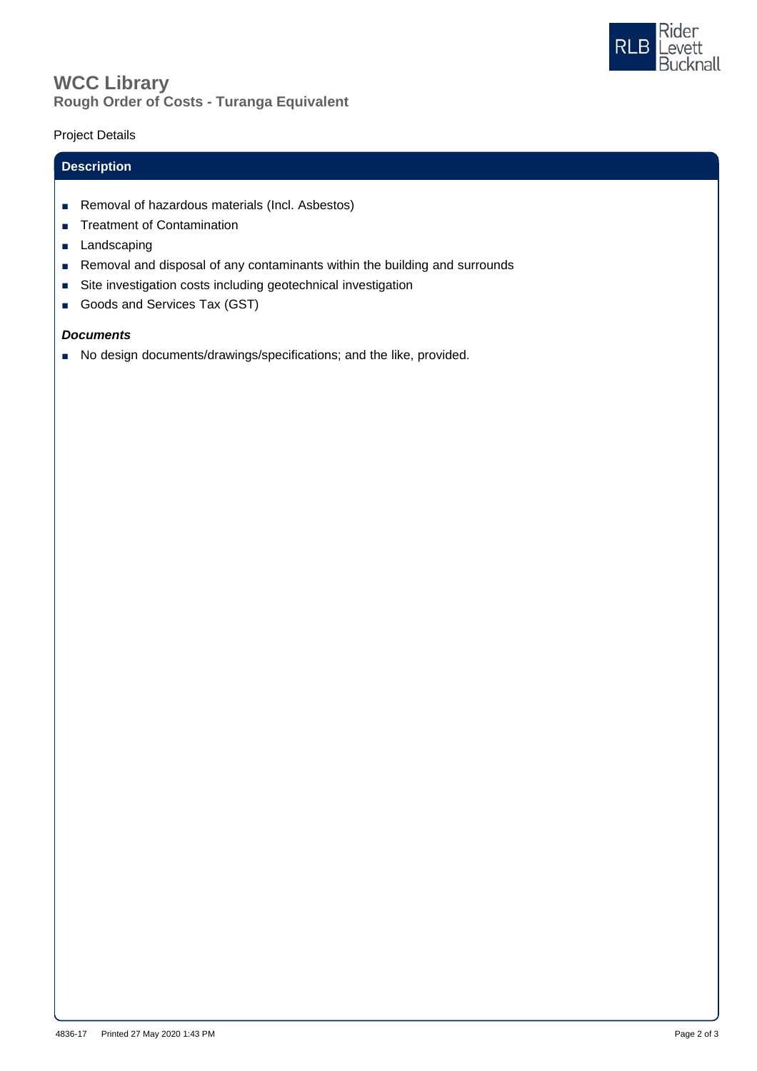# WCC Library

## Rough Order of Costs - Turanga Equivalent

Project Details

### Description

- Removal of hazardous materials (Incl. Asbestos)
- Treatment of Contamination
- Landscaping
- Removal and disposal of any contaminants within the building and surrounds
- Site investigation costs including geotechnical investigation
- Goods and Services Tax (GST)

***Documents***

- No design documents/drawings/specifications; and the like, provided.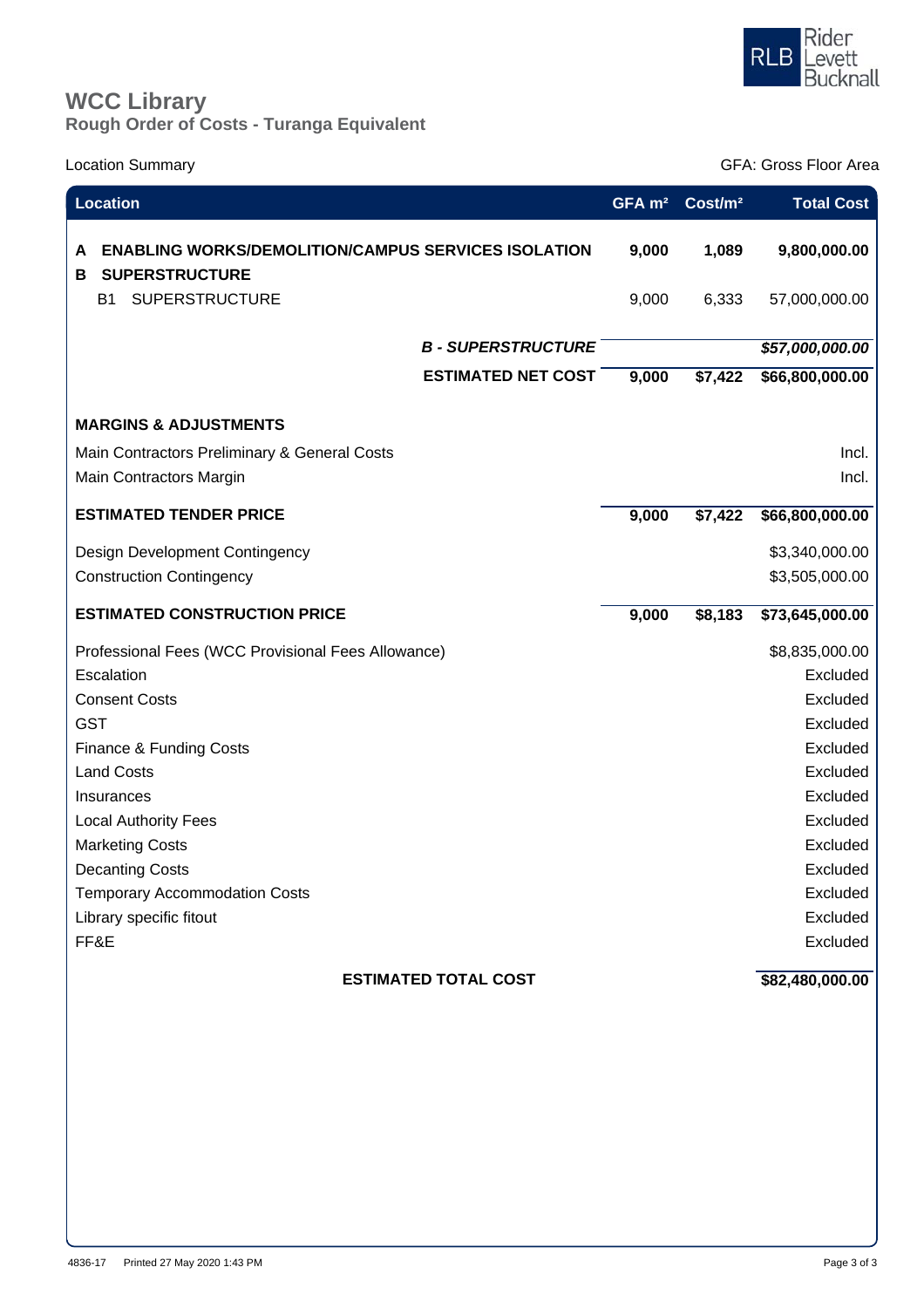# WCC Library

## Rough Order of Costs - Turanga Equivalent

Location Summary | GFA: Gross Floor Area

| Location | GFA m² | Cost/m² | Total Cost |
|---|---|---|---|
| **A ENABLING WORKS/DEMOLITION/CAMPUS SERVICES ISOLATION** | **9,000** | **1,089** | **9,800,000.00** |
| **B SUPERSTRUCTURE** | | | |
| B1 SUPERSTRUCTURE | 9,000 | 6,333 | 57,000,000.00 |
| ***B - SUPERSTRUCTURE*** | | | ***$57,000,000.00*** |
| **ESTIMATED NET COST** | **9,000** | **$7,422** | **$66,800,000.00** |
| **MARGINS & ADJUSTMENTS** | | | |
| Main Contractors Preliminary & General Costs | | | Incl. |
| Main Contractors Margin | | | Incl. |
| **ESTIMATED TENDER PRICE** | **9,000** | **$7,422** | **$66,800,000.00** |
| Design Development Contingency | | | $3,340,000.00 |
| Construction Contingency | | | $3,505,000.00 |
| **ESTIMATED CONSTRUCTION PRICE** | **9,000** | **$8,183** | **$73,645,000.00** |
| Professional Fees (WCC Provisional Fees Allowance) | | | $8,835,000.00 |
| Escalation | | | Excluded |
| Consent Costs | | | Excluded |
| GST | | | Excluded |
| Finance & Funding Costs | | | Excluded |
| Land Costs | | | Excluded |
| Insurances | | | Excluded |
| Local Authority Fees | | | Excluded |
| Marketing Costs | | | Excluded |
| Decanting Costs | | | Excluded |
| Temporary Accommodation Costs | | | Excluded |
| Library specific fitout | | | Excluded |
| FF&E | | | Excluded |
| **ESTIMATED TOTAL COST** | | | **$82,480,000.00** |

4836-17 Printed 27 May 2020 1:43 PM